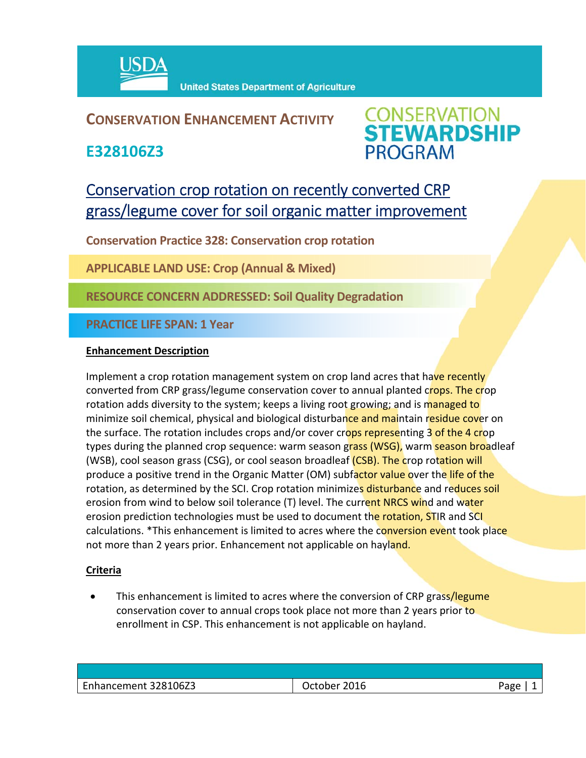USDA United States Department of Agriculture

## CONSERVATION ENHANCEMENT ACTIVITY

## E328106Z3

CONSERVATION STEWARDSHIP PROGRAM

# Conservation crop rotation on recently converted CRP grass/legume cover for soil organic matter improvement

**Conservation Practice 328: Conservation crop rotation**

**APPLICABLE LAND USE: Crop (Annual & Mixed)**

**RESOURCE CONCERN ADDRESSED: Soil Quality Degradation**

**PRACTICE LIFE SPAN: 1 Year**

### Enhancement Description

Implement a crop rotation management system on crop land acres that have recently converted from CRP grass/legume conservation cover to annual planted crops. The crop rotation adds diversity to the system; keeps a living root growing; and is managed to minimize soil chemical, physical and biological disturbance and maintain residue cover on the surface. The rotation includes crops and/or cover crops representing 3 of the 4 crop types during the planned crop sequence: warm season grass (WSG), warm season broadleaf (WSB), cool season grass (CSG), or cool season broadleaf (CSB). The crop rotation will produce a positive trend in the Organic Matter (OM) subfactor value over the life of the rotation, as determined by the SCI. Crop rotation minimizes disturbance and reduces soil erosion from wind to below soil tolerance (T) level. The current NRCS wind and water erosion prediction technologies must be used to document the rotation, STIR and SCI calculations. *This enhancement is limited to acres where the conversion event took place not more than 2 years prior. Enhancement not applicable on hayland.

### Criteria

- This enhancement is limited to acres where the conversion of CRP grass/legume conservation cover to annual crops took place not more than 2 years prior to enrollment in CSP. This enhancement is not applicable on hayland.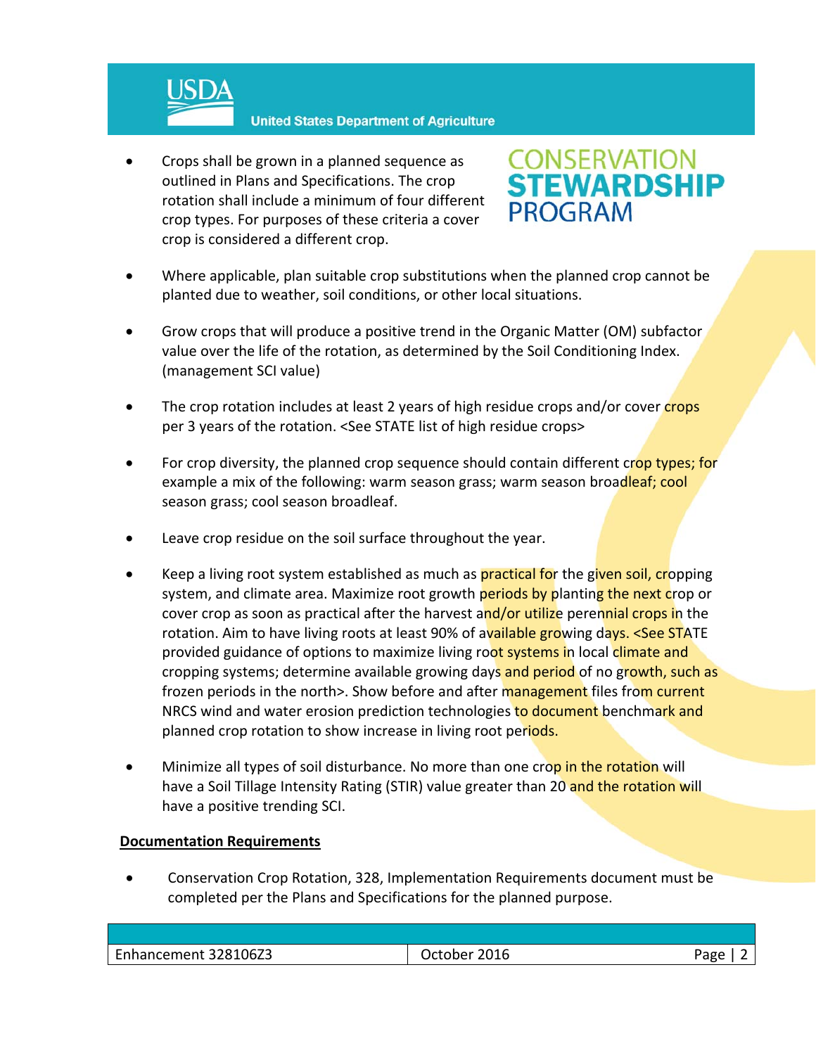- Crops shall be grown in a planned sequence as outlined in Plans and Specifications. The crop rotation shall include a minimum of four different crop types. For purposes of these criteria a cover crop is considered a different crop.

- Where applicable, plan suitable crop substitutions when the planned crop cannot be planted due to weather, soil conditions, or other local situations.

- Grow crops that will produce a positive trend in the Organic Matter (OM) subfactor value over the life of the rotation, as determined by the Soil Conditioning Index. (management SCI value)

- The crop rotation includes at least 2 years of high residue crops and/or cover crops per 3 years of the rotation. <See STATE list of high residue crops>

- For crop diversity, the planned crop sequence should contain different crop types; for example a mix of the following: warm season grass; warm season broadleaf; cool season grass; cool season broadleaf.

- Leave crop residue on the soil surface throughout the year.

- Keep a living root system established as much as practical for the given soil, cropping system, and climate area. Maximize root growth periods by planting the next crop or cover crop as soon as practical after the harvest and/or utilize perennial crops in the rotation. Aim to have living roots at least 90% of available growing days. <See STATE provided guidance of options to maximize living root systems in local climate and cropping systems; determine available growing days and period of no growth, such as frozen periods in the north>. Show before and after management files from current NRCS wind and water erosion prediction technologies to document benchmark and planned crop rotation to show increase in living root periods.

- Minimize all types of soil disturbance. No more than one crop in the rotation will have a Soil Tillage Intensity Rating (STIR) value greater than 20 and the rotation will have a positive trending SCI.

**Documentation Requirements**

- Conservation Crop Rotation, 328, Implementation Requirements document must be completed per the Plans and Specifications for the planned purpose.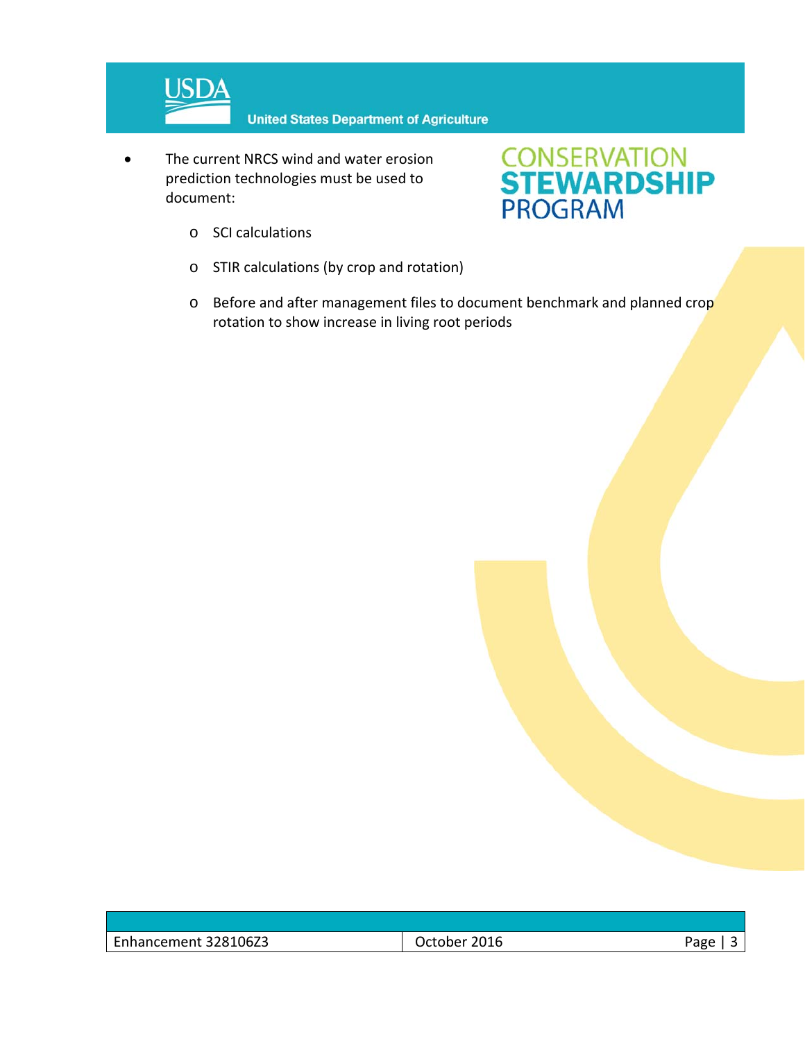- The current NRCS wind and water erosion prediction technologies must be used to document:
  - SCI calculations
  - STIR calculations (by crop and rotation)
  - Before and after management files to document benchmark and planned crop rotation to show increase in living root periods